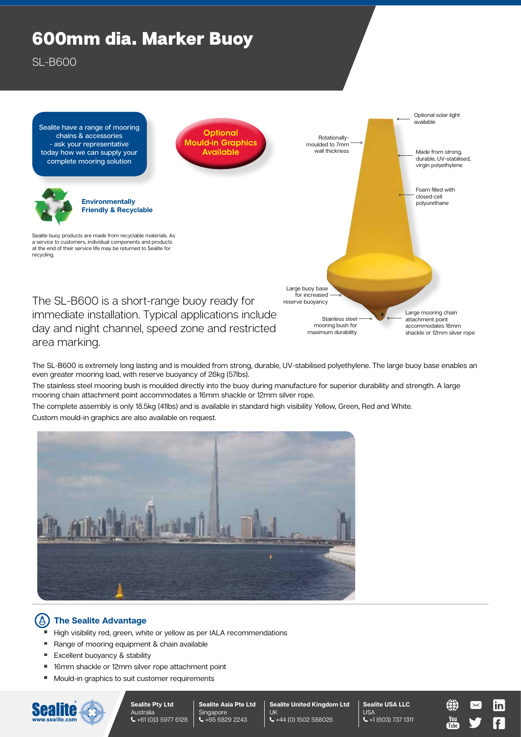# 600mm dia. Marker Buoy

SL-B600

Sealite have a range of mooring chains & accessories - ask your representative today how we can supply your complete mooring solution

Optional Mould-in Graphics Available

**Environmentally Friendly & Recyclable**

Sealite buoy products are made from recyclable materials. As a service to customers, individual components and products at the end of their service life may be returned to Sealite for recycling.

Optional solar light available

Rotationally-moulded to 7mm wall thickness

Made from strong, durable, UV-stabilised, virgin polyethylene

Foam filled with closed-cell polyurethane

Large buoy base for increased reserve buoyancy

Stainless steel mooring bush for maximum durability

Large mooring chain attachment point accommodates 16mm shackle or 12mm silver rope

The SL-B600 is a short-range buoy ready for immediate installation. Typical applications include day and night channel, speed zone and restricted area marking.

The SL-B600 is extremely long lasting and is moulded from strong, durable, UV-stabilised polyethylene. The large buoy base enables an even greater mooring load, with reserve buoyancy of 26kg (57lbs).

The stainless steel mooring bush is moulded directly into the buoy during manufacture for superior durability and strength. A large mooring chain attachment point accommodates a 16mm shackle or 12mm silver rope.

The complete assembly is only 18.5kg (41lbs) and is available in standard high visibility Yellow, Green, Red and White.

Custom mould-in graphics are also available on request.

## The Sealite Advantage

- High visibility red, green, white or yellow as per IALA recommendations
- Range of mooring equipment & chain available
- Excellent buoyancy & stability
- 16mm shackle or 12mm silver rope attachment point
- Mould-in graphics to suit customer requirements

Sealite www.sealite.com

**Sealite Pty Ltd** Australia +61 (0)3 5977 6128

**Sealite Asia Pte Ltd** Singapore +65 6829 2243

**Sealite United Kingdom Ltd** UK +44 (0) 1502 588026

**Sealite USA LLC** USA +1 (603) 737 1311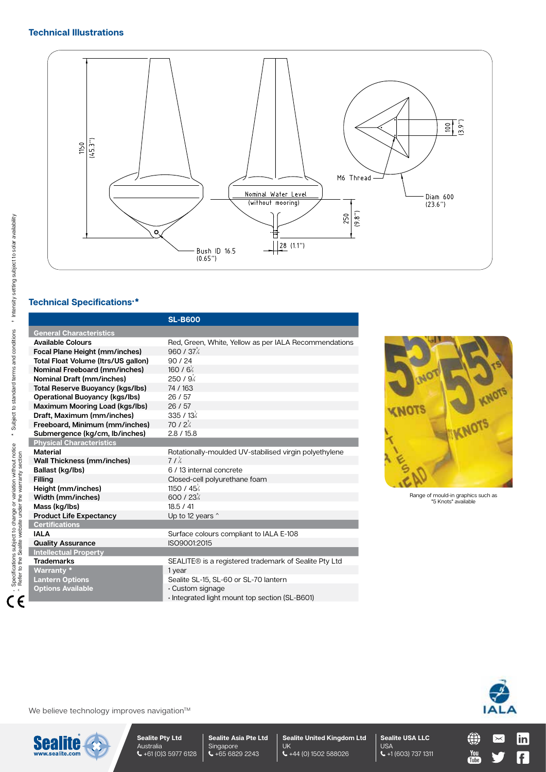## Technical Illustrations

1150
(45.3")

Nominal Water Level
(without mooring)

250
(9.8")

Bush ID 16.5
(0.65")

28 (1.1")

M6 Thread

Diam 600
(23.6")

100
(3.9")

## Technical Specifications·*

| | SL-B600 |
|---|---|
| **General Characteristics** | |
| **Available Colours** | Red, Green, White, Yellow as per IALA Recommendations |
| **Focal Plane Height (mm/inches)** | 960 / 37¾ |
| **Total Float Volume (ltrs/US gallon)** | 90 / 24 |
| **Nominal Freeboard (mm/inches)** | 160 / 6¼ |
| **Nominal Draft (mm/inches)** | 250 / 9¾ |
| **Total Reserve Buoyancy (kgs/lbs)** | 74 / 163 |
| **Operational Buoyancy (kgs/lbs)** | 26 / 57 |
| **Maximum Mooring Load (kgs/lbs)** | 26 / 57 |
| **Draft, Maximum (mm/inches)** | 335 / 13¼ |
| **Freeboard, Minimum (mm/inches)** | 70 / 2¾ |
| **Submergence (kg/cm, lb/inches)** | 2.8 / 15.8 |
| **Physical Characteristics** | |
| **Material** | Rotationally-moulded UV-stabilised virgin polyethylene |
| **Wall Thickness (mm/inches)** | 7 / ¼ |
| **Ballast (kg/lbs)** | 6 / 13 internal concrete |
| **Filling** | Closed-cell polyurethane foam |
| **Height (mm/inches)** | 1150 / 45¼ |
| **Width (mm/inches)** | 600 / 23¾ |
| **Mass (kg/lbs)** | 18.5 / 41 |
| **Product Life Expectancy** | Up to 12 years ^ |
| **Certifications** | |
| **IALA** | Surface colours compliant to IALA E-108 |
| **Quality Assurance** | ISO9001:2015 |
| **Intellectual Property** | |
| **Trademarks** | SEALITE® is a registered trademark of Sealite Pty Ltd |
| **Warranty *** | 1 year |
| **Lantern Options** | Sealite SL-15, SL-60 or SL-70 lantern |
| **Options Available** | · Custom signage<br>· Integrated light mount top section (SL-B601) |

Range of mould-in graphics such as "5 Knots" available

· Specifications subject to change or variation without notice * Subject to standard terms and conditions * Intensity setting subject to solar availability
^ Refer to the Sealite website under the warranty section

We believe technology improves navigation™

**Sealite Pty Ltd**
Australia
+61 (0)3 5977 6128

**Sealite Asia Pte Ltd**
Singapore
+65 6829 2243

**Sealite United Kingdom Ltd**
UK
+44 (0) 1502 588026

**Sealite USA LLC**
USA
+1 (603) 737 1311

www.sealite.com